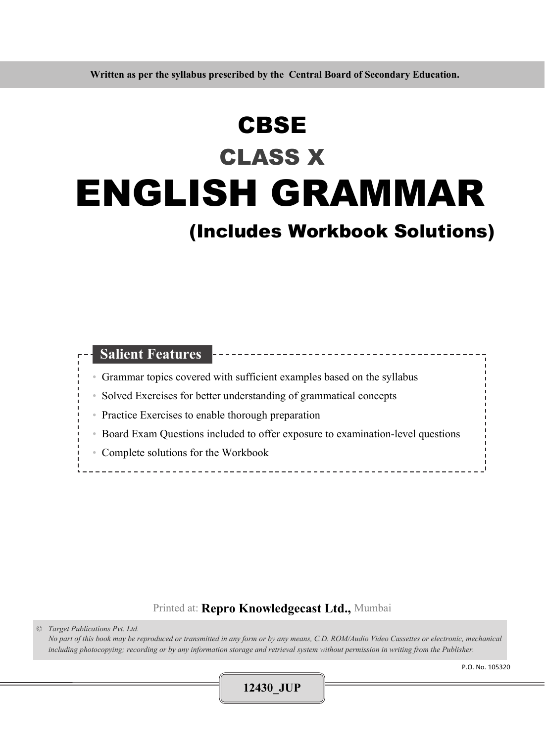**Written as per the syllabus prescribed by the Central Board of Secondary Education.**

# CBSE

## CLASS X

# ENGLISH GRAMMAR

## (Includes Workbook Solutions)

**Salient Features**

- Grammar topics covered with sufficient examples based on the syllabus
- Solved Exercises for better understanding of grammatical concepts
- Practice Exercises to enable thorough preparation
- Board Exam Questions included to offer exposure to examination-level questions
- Complete solutions for the Workbook

Printed at: **Repro Knowledgecast Ltd.,** Mumbai

*© Target Publications Pvt. Ltd.*
*No part of this book may be reproduced or transmitted in any form or by any means, C.D. ROM/Audio Video Cassettes or electronic, mechanical including photocopying; recording or by any information storage and retrieval system without permission in writing from the Publisher.*

P.O. No. 105320

**12430_JUP**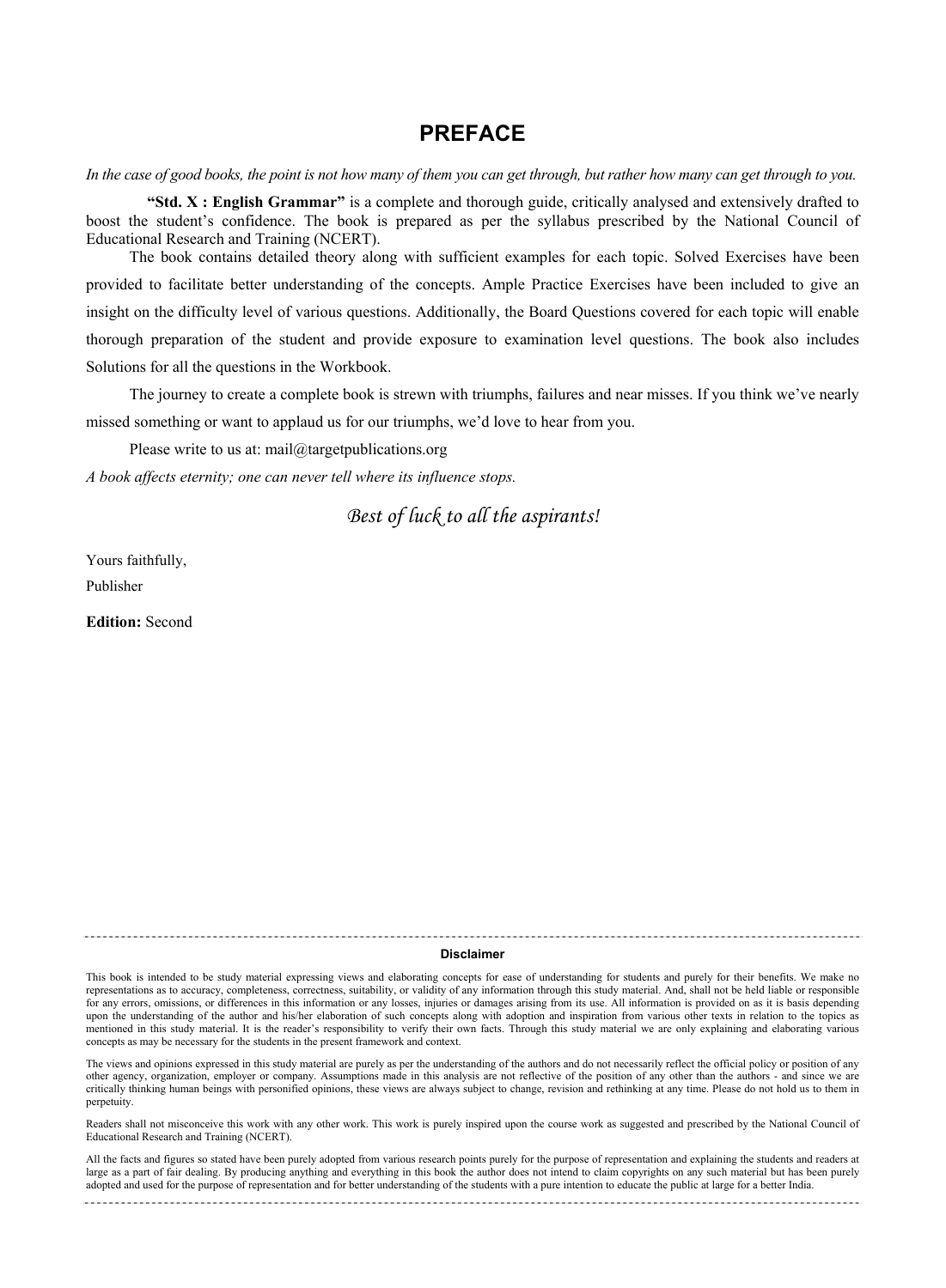# PREFACE

*In the case of good books, the point is not how many of them you can get through, but rather how many can get through to you.*

**"Std. X : English Grammar"** is a complete and thorough guide, critically analysed and extensively drafted to boost the student's confidence. The book is prepared as per the syllabus prescribed by the National Council of Educational Research and Training (NCERT).

The book contains detailed theory along with sufficient examples for each topic. Solved Exercises have been provided to facilitate better understanding of the concepts. Ample Practice Exercises have been included to give an insight on the difficulty level of various questions. Additionally, the Board Questions covered for each topic will enable thorough preparation of the student and provide exposure to examination level questions. The book also includes Solutions for all the questions in the Workbook.

The journey to create a complete book is strewn with triumphs, failures and near misses. If you think we've nearly missed something or want to applaud us for our triumphs, we'd love to hear from you.

Please write to us at: mail@targetpublications.org

*A book affects eternity; one can never tell where its influence stops.*

*Best of luck to all the aspirants!*

Yours faithfully,

Publisher

**Edition:** Second

---

**Disclaimer**

This book is intended to be study material expressing views and elaborating concepts for ease of understanding for students and purely for their benefits. We make no representations as to accuracy, completeness, correctness, suitability, or validity of any information through this study material. And, shall not be held liable or responsible for any errors, omissions, or differences in this information or any losses, injuries or damages arising from its use. All information is provided on as it is basis depending upon the understanding of the author and his/her elaboration of such concepts along with adoption and inspiration from various other texts in relation to the topics as mentioned in this study material. It is the reader's responsibility to verify their own facts. Through this study material we are only explaining and elaborating various concepts as may be necessary for the students in the present framework and context.

The views and opinions expressed in this study material are purely as per the understanding of the authors and do not necessarily reflect the official policy or position of any other agency, organization, employer or company. Assumptions made in this analysis are not reflective of the position of any other than the authors - and since we are critically thinking human beings with personified opinions, these views are always subject to change, revision and rethinking at any time. Please do not hold us to them in perpetuity.

Readers shall not misconceive this work with any other work. This work is purely inspired upon the course work as suggested and prescribed by the National Council of Educational Research and Training (NCERT).

All the facts and figures so stated have been purely adopted from various research points purely for the purpose of representation and explaining the students and readers at large as a part of fair dealing. By producing anything and everything in this book the author does not intend to claim copyrights on any such material but has been purely adopted and used for the purpose of representation and for better understanding of the students with a pure intention to educate the public at large for a better India.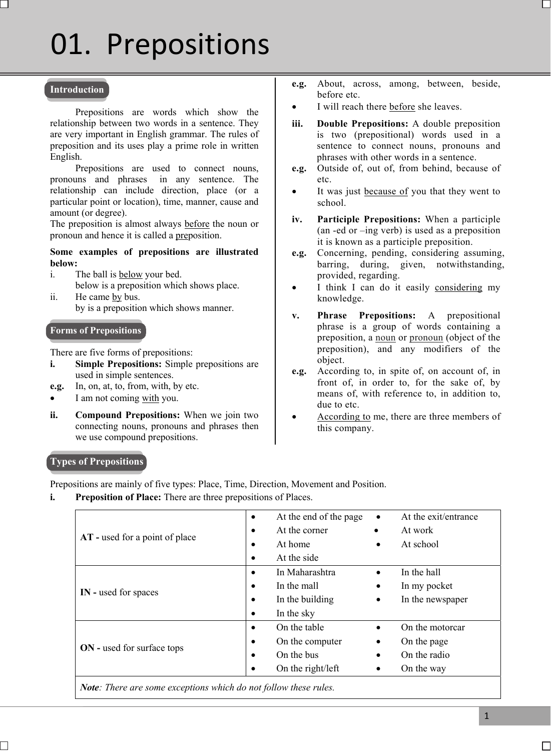# 01. Prepositions

## Introduction

Prepositions are words which show the relationship between two words in a sentence. They are very important in English grammar. The rules of preposition and its uses play a prime role in written English.

Prepositions are used to connect nouns, pronouns and phrases in any sentence. The relationship can include direction, place (or a particular point or location), time, manner, cause and amount (or degree).

The preposition is almost always before the noun or pronoun and hence it is called a preposition.

**Some examples of prepositions are illustrated below:**

i. The ball is below your bed.
   below is a preposition which shows place.

ii. He came by bus.
   by is a preposition which shows manner.

## Forms of Prepositions

There are five forms of prepositions:

**i. Simple Prepositions:** Simple prepositions are used in simple sentences.

**e.g.** In, on, at, to, from, with, by etc.

- I am not coming with you.

**ii. Compound Prepositions:** When we join two connecting nouns, pronouns and phrases then we use compound prepositions.

**e.g.** About, across, among, between, beside, before etc.

- I will reach there before she leaves.

**iii. Double Prepositions:** A double preposition is two (prepositional) words used in a sentence to connect nouns, pronouns and phrases with other words in a sentence.

**e.g.** Outside of, out of, from behind, because of etc.

- It was just because of you that they went to school.

**iv. Participle Prepositions:** When a participle (an -ed or –ing verb) is used as a preposition it is known as a participle preposition.

**e.g.** Concerning, pending, considering assuming, barring, during, given, notwithstanding, provided, regarding.

- I think I can do it easily considering my knowledge.

**v. Phrase Prepositions:** A prepositional phrase is a group of words containing a preposition, a noun or pronoun (object of the preposition), and any modifiers of the object.

**e.g.** According to, in spite of, on account of, in front of, in order to, for the sake of, by means of, with reference to, in addition to, due to etc.

- According to me, there are three members of this company.

## Types of Prepositions

Prepositions are mainly of five types: Place, Time, Direction, Movement and Position.

**i. Preposition of Place:** There are three prepositions of Places.

| | | |
|---|---|---|
| **AT -** used for a point of place | • At the end of the page<br>• At the corner<br>• At home<br>• At the side | • At the exit/entrance<br>• At work<br>• At school |
| **IN -** used for spaces | • In Maharashtra<br>• In the mall<br>• In the building<br>• In the sky | • In the hall<br>• In my pocket<br>• In the newspaper |
| **ON -** used for surface tops | • On the table<br>• On the computer<br>• On the bus<br>• On the right/left | • On the motorcar<br>• On the page<br>• On the radio<br>• On the way |
| ***Note**: There are some exceptions which do not follow these rules.* | | |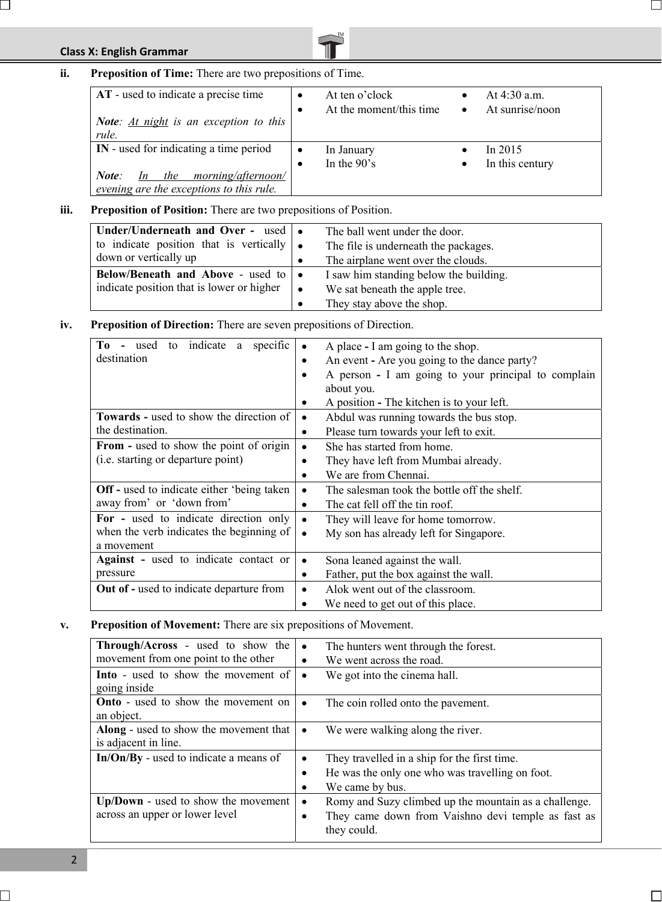**ii. Preposition of Time:** There are two prepositions of Time.

| | | |
|---|---|---|
| **AT** - used to indicate a precise time<br><br>***Note**: <u>At night</u> is an exception to this rule.* | • At ten o'clock<br>• At the moment/this time | • At 4:30 a.m.<br>• At sunrise/noon |
| **IN** - used for indicating a time period<br><br>***Note**: <u>In the morning/afternoon/evening</u> are the exceptions to this rule.* | • In January<br>• In the 90's | • In 2015<br>• In this century |

**iii. Preposition of Position:** There are two prepositions of Position.

| | |
|---|---|
| **Under/Underneath and Over -** used to indicate position that is vertically down or vertically up | • The ball went under the door.<br>• The file is underneath the packages.<br>• The airplane went over the clouds. |
| **Below/Beneath and Above** - used to indicate position that is lower or higher | • I saw him standing below the building.<br>• We sat beneath the apple tree.<br>• They stay above the shop. |

**iv. Preposition of Direction:** There are seven prepositions of Direction.

| | |
|---|---|
| **To -** used to indicate a specific destination | • A place **-** I am going to the shop.<br>• An event **-** Are you going to the dance party?<br>• A person **-** I am going to your principal to complain about you.<br>• A position **-** The kitchen is to your left. |
| **Towards -** used to show the direction of the destination. | • Abdul was running towards the bus stop.<br>• Please turn towards your left to exit. |
| **From -** used to show the point of origin (i.e. starting or departure point) | • She has started from home.<br>• They have left from Mumbai already.<br>• We are from Chennai. |
| **Off -** used to indicate either 'being taken away from' or 'down from' | • The salesman took the bottle off the shelf.<br>• The cat fell off the tin roof. |
| **For -** used to indicate direction only when the verb indicates the beginning of a movement | • They will leave for home tomorrow.<br>• My son has already left for Singapore. |
| **Against -** used to indicate contact or pressure | • Sona leaned against the wall.<br>• Father, put the box against the wall. |
| **Out of -** used to indicate departure from | • Alok went out of the classroom.<br>• We need to get out of this place. |

**v. Preposition of Movement:** There are six prepositions of Movement.

| | |
|---|---|
| **Through/Across** - used to show the movement from one point to the other | • The hunters went through the forest.<br>• We went across the road. |
| **Into** - used to show the movement of going inside | • We got into the cinema hall. |
| **Onto** - used to show the movement on an object. | • The coin rolled onto the pavement. |
| **Along** - used to show the movement that is adjacent in line. | • We were walking along the river. |
| **In/On/By** - used to indicate a means of | • They travelled in a ship for the first time.<br>• He was the only one who was travelling on foot.<br>• We came by bus. |
| **Up/Down** - used to show the movement across an upper or lower level | • Romy and Suzy climbed up the mountain as a challenge.<br>• They came down from Vaishno devi temple as fast as they could. |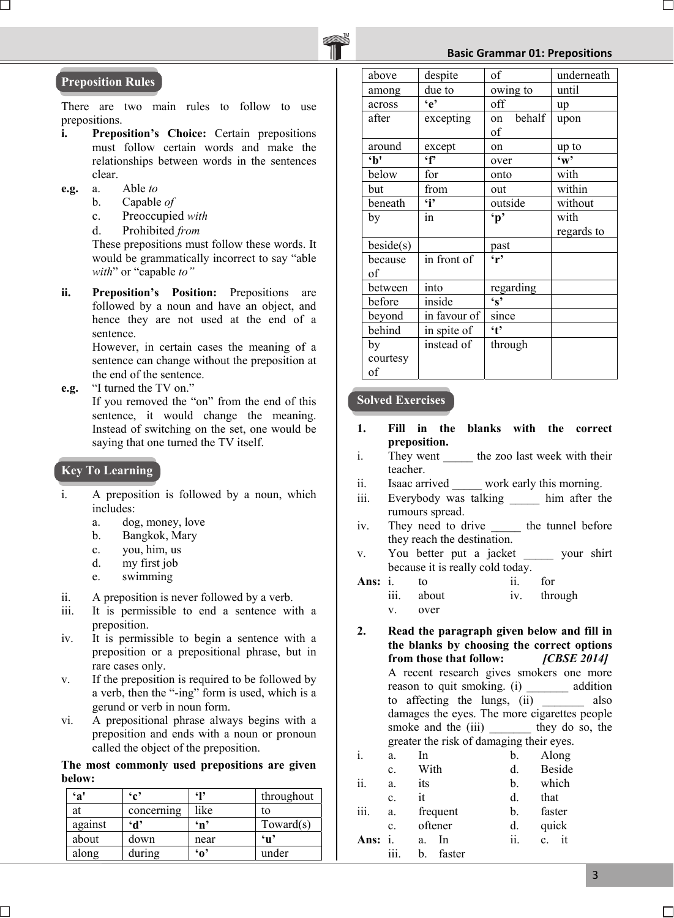## Preposition Rules

There are two main rules to follow to use prepositions.

**i. Preposition's Choice:** Certain prepositions must follow certain words and make the relationships between words in the sentences clear.

**e.g.**
- a. Able *to*
- b. Capable *of*
- c. Preoccupied *with*
- d. Prohibited *from*

These prepositions must follow these words. It would be grammatically incorrect to say "able *with*" or "capable *to*"

**ii. Preposition's Position:** Prepositions are followed by a noun and have an object, and hence they are not used at the end of a sentence.

However, in certain cases the meaning of a sentence can change without the preposition at the end of the sentence.

**e.g.** "I turned the TV on."

If you removed the "on" from the end of this sentence, it would change the meaning. Instead of switching on the set, one would be saying that one turned the TV itself.

## Key To Learning

i. A preposition is followed by a noun, which includes:
   - a. dog, money, love
   - b. Bangkok, Mary
   - c. you, him, us
   - d. my first job
   - e. swimming

ii. A preposition is never followed by a verb.

iii. It is permissible to end a sentence with a preposition.

iv. It is permissible to begin a sentence with a preposition or a prepositional phrase, but in rare cases only.

v. If the preposition is required to be followed by a verb, then the "-ing" form is used, which is a gerund or verb in noun form.

vi. A prepositional phrase always begins with a preposition and ends with a noun or pronoun called the object of the preposition.

**The most commonly used prepositions are given below:**

| **'a'** | **'c'** | **'l'** | throughout |
|---|---|---|---|
| at | concerning | like | to |
| against | **'d'** | **'n'** | Toward(s) |
| about | down | near | **'u'** |
| along | during | **'o'** | under |
| above | despite | of | underneath |
| among | due to | owing to | until |
| across | **'e'** | off | up |
| after | excepting | on behalf of | upon |
| around | except | on | up to |
| **'b'** | **'f'** | over | **'w'** |
| below | for | onto | with |
| but | from | out | within |
| beneath | **'i'** | outside | without |
| by | in | **'p'** | with regards to |
| beside(s) | | past | |
| because of | in front of | **'r'** | |
| between | into | regarding | |
| before | inside | **'s'** | |
| beyond | in favour of | since | |
| behind | in spite of | **'t'** | |
| by courtesy of | instead of | through | |

## Solved Exercises

**1. Fill in the blanks with the correct preposition.**

i. They went _____ the zoo last week with their teacher.

ii. Isaac arrived _____ work early this morning.

iii. Everybody was talking _____ him after the rumours spread.

iv. They need to drive _____ the tunnel before they reach the destination.

v. You better put a jacket _____ your shirt because it is really cold today.

**Ans:** i. to  ii. for  iii. about  iv. through  v. over

**2. Read the paragraph given below and fill in the blanks by choosing the correct options from those that follow:** ***[CBSE 2014]***

A recent research gives smokers one more reason to quit smoking. (i) _______ addition to affecting the lungs, (ii) _______ also damages the eyes. The more cigarettes people smoke and the (iii) _______ they do so, the greater the risk of damaging their eyes.

i. a. In  b. Along  c. With  d. Beside

ii. a. its  b. which  c. it  d. that

iii. a. frequent  b. faster  c. oftener  d. quick

**Ans:** i. a. In  ii. c. it  iii. b. faster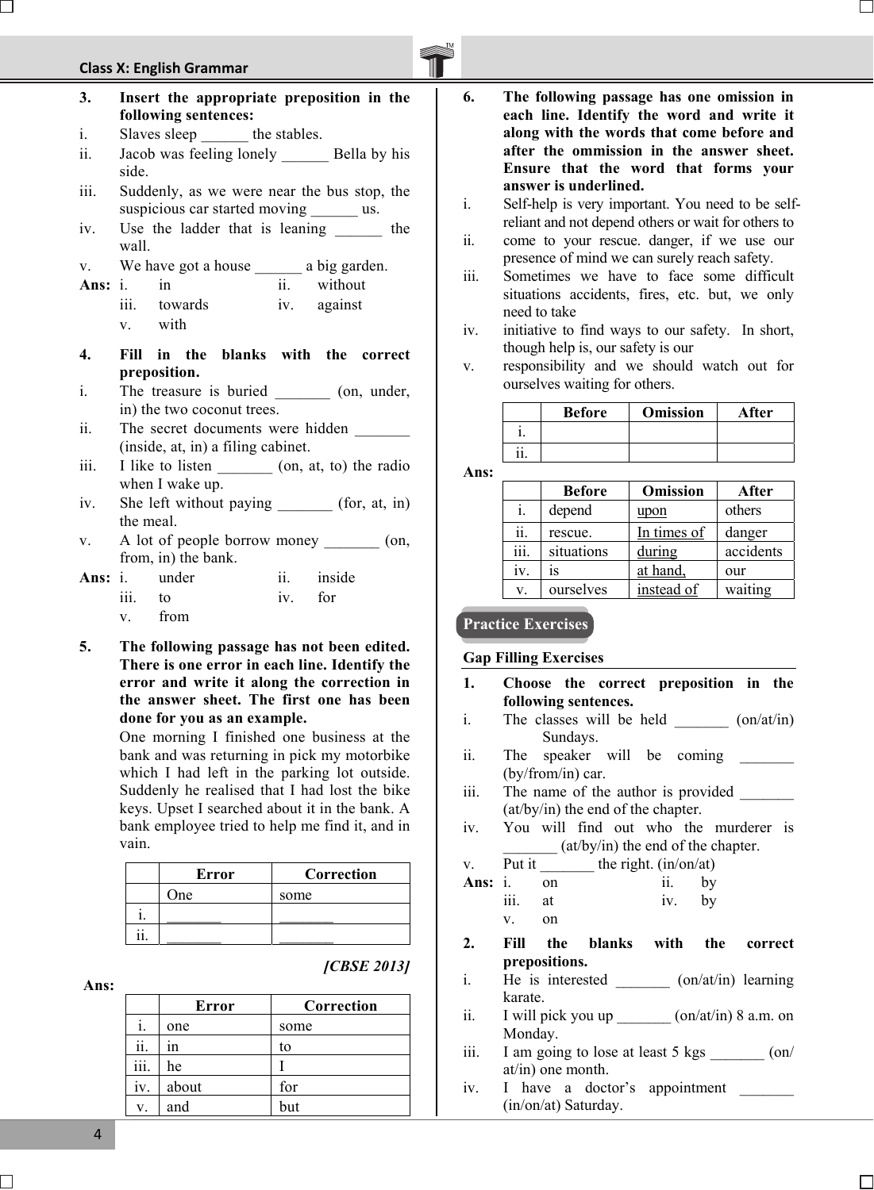3. **Insert the appropriate preposition in the following sentences:**

i. Slaves sleep ______ the stables.

ii. Jacob was feeling lonely ______ Bella by his side.

iii. Suddenly, as we were near the bus stop, the suspicious car started moving ______ us.

iv. Use the ladder that is leaning ______ the wall.

v. We have got a house ______ a big garden.

**Ans:** i. in  ii. without  iii. towards  iv. against  v. with

4. **Fill in the blanks with the correct preposition.**

i. The treasure is buried _______ (on, under, in) the two coconut trees.

ii. The secret documents were hidden _______ (inside, at, in) a filing cabinet.

iii. I like to listen _______ (on, at, to) the radio when I wake up.

iv. She left without paying _______ (for, at, in) the meal.

v. A lot of people borrow money _______ (on, from, in) the bank.

**Ans:** i. under  ii. inside  iii. to  iv. for  v. from

5. **The following passage has not been edited. There is one error in each line. Identify the error and write it along the correction in the answer sheet. The first one has been done for you as an example.**

One morning I finished one business at the bank and was returning in pick my motorbike which I had left in the parking lot outside. Suddenly he realised that I had lost the bike keys. Upset I searched about it in the bank. A bank employee tried to help me find it, and in vain.

| | Error | Correction |
|---|---|---|
| | One | some |
| i. | _______ | _______ |
| ii. | _______ | _______ |

*[CBSE 2013]*

**Ans:**

| | Error | Correction |
|---|---|---|
| i. | one | some |
| ii. | in | to |
| iii. | he | I |
| iv. | about | for |
| v. | and | but |

6. **The following passage has one omission in each line. Identify the word and write it along with the words that come before and after the ommission in the answer sheet. Ensure that the word that forms your answer is underlined.**

i. Self-help is very important. You need to be self-reliant and not depend others or wait for others to

ii. come to your rescue. danger, if we use our presence of mind we can surely reach safety.

iii. Sometimes we have to face some difficult situations accidents, fires, etc. but, we only need to take

iv. initiative to find ways to our safety. In short, though help is, our safety is our

v. responsibility and we should watch out for ourselves waiting for others.

| | Before | Omission | After |
|---|---|---|---|
| i. | | | |
| ii. | | | |

**Ans:**

| | Before | Omission | After |
|---|---|---|---|
| i. | depend | <u>upon</u> | others |
| ii. | rescue. | <u>In times of</u> | danger |
| iii. | situations | <u>during</u> | accidents |
| iv. | is | <u>at hand,</u> | our |
| v. | ourselves | <u>instead of</u> | waiting |

## Practice Exercises

### Gap Filling Exercises

1. **Choose the correct preposition in the following sentences.**

i. The classes will be held _______ (on/at/in) Sundays.

ii. The speaker will be coming _______ (by/from/in) car.

iii. The name of the author is provided _______ (at/by/in) the end of the chapter.

iv. You will find out who the murderer is _______ (at/by/in) the end of the chapter.

v. Put it _______ the right. (in/on/at)

**Ans:** i. on  ii. by  iii. at  iv. by  v. on

2. **Fill the blanks with the correct prepositions.**

i. He is interested _______ (on/at/in) learning karate.

ii. I will pick you up _______ (on/at/in) 8 a.m. on Monday.

iii. I am going to lose at least 5 kgs _______ (on/at/in) one month.

iv. I have a doctor's appointment _______ (in/on/at) Saturday.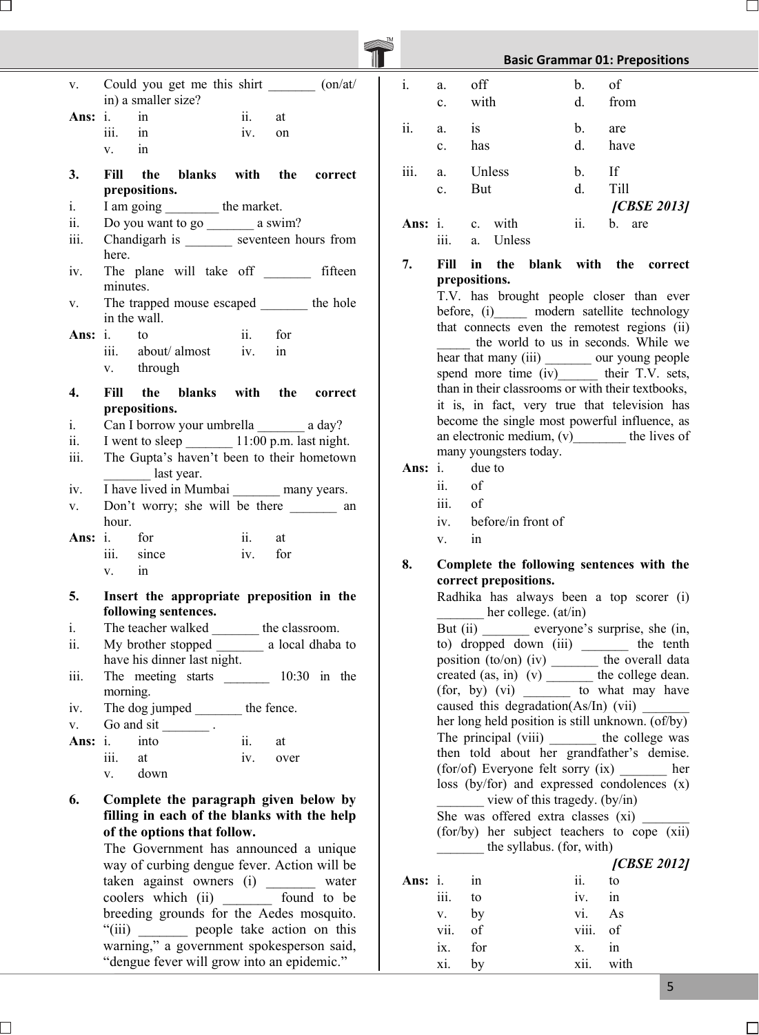v. Could you get me this shirt _______ (on/at/ in) a smaller size?

**Ans:** i. in ii. at
iii. in iv. on
v. in

**3. Fill the blanks with the correct prepositions.**

i. I am going ________ the market.
ii. Do you want to go _______ a swim?
iii. Chandigarh is _______ seventeen hours from here.
iv. The plane will take off _______ fifteen minutes.
v. The trapped mouse escaped _______ the hole in the wall.

**Ans:** i. to ii. for
iii. about/ almost iv. in
v. through

**4. Fill the blanks with the correct prepositions.**

i. Can I borrow your umbrella _______ a day?
ii. I went to sleep _______ 11:00 p.m. last night.
iii. The Gupta's haven't been to their hometown _______ last year.
iv. I have lived in Mumbai _______ many years.
v. Don't worry; she will be there _______ an hour.

**Ans:** i. for ii. at
iii. since iv. for
v. in

**5. Insert the appropriate preposition in the following sentences.**

i. The teacher walked _______ the classroom.
ii. My brother stopped _______ a local dhaba to have his dinner last night.
iii. The meeting starts _______ 10:30 in the morning.
iv. The dog jumped _______ the fence.
v. Go and sit _______ .

**Ans:** i. into ii. at
iii. at iv. over
v. down

**6. Complete the paragraph given below by filling in each of the blanks with the help of the options that follow.**

The Government has announced a unique way of curbing dengue fever. Action will be taken against owners (i) _______ water coolers which (ii) _______ found to be breeding grounds for the Aedes mosquito. "(iii) _______ people take action on this warning," a government spokesperson said, "dengue fever will grow into an epidemic."

i. a. off b. of
c. with d. from

ii. a. is b. are
c. has d. have

iii. a. Unless b. If
c. But d. Till

***[CBSE 2013]***

**Ans:** i. c. with ii. b. are
iii. a. Unless

**7. Fill in the blank with the correct prepositions.**

T.V. has brought people closer than ever before, (i)_____ modern satellite technology that connects even the remotest regions (ii) _____ the world to us in seconds. While we hear that many (iii) _______ our young people spend more time (iv)______ their T.V. sets, than in their classrooms or with their textbooks, it is, in fact, very true that television has become the single most powerful influence, as an electronic medium, (v)________ the lives of many youngsters today.

**Ans:** i. due to
ii. of
iii. of
iv. before/in front of
v. in

**8. Complete the following sentences with the correct prepositions.**

Radhika has always been a top scorer (i) _______ her college. (at/in)
But (ii) _______ everyone's surprise, she (in, to) dropped down (iii) _______ the tenth position (to/on) (iv) _______ the overall data created (as, in) (v) _______ the college dean. (for, by) (vi) _______ to what may have caused this degradation(As/In) (vii) _______ her long held position is still unknown. (of/by)
The principal (viii) _______ the college was then told about her grandfather's demise. (for/of) Everyone felt sorry (ix) _______ her loss (by/for) and expressed condolences (x) _______ view of this tragedy. (by/in)
She was offered extra classes (xi) _______ (for/by) her subject teachers to cope (xii) _______ the syllabus. (for, with)

***[CBSE 2012]***

**Ans:** i. in ii. to
iii. to iv. in
v. by vi. As
vii. of viii. of
ix. for x. in
xi. by xii. with